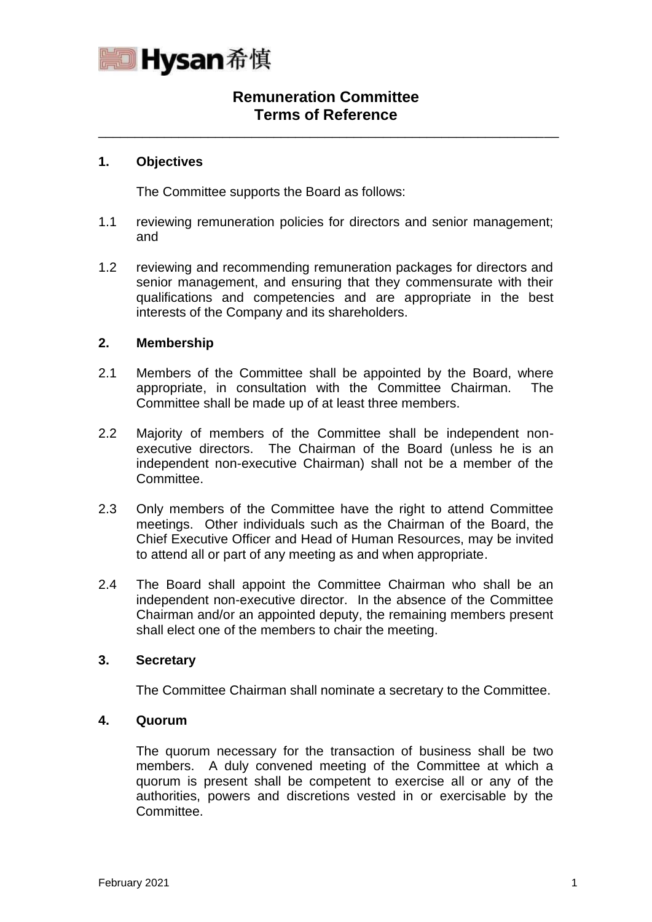# Remuneration Committee
# Terms of Reference

## 1. Objectives

The Committee supports the Board as follows:

1.1 reviewing remuneration policies for directors and senior management; and

1.2 reviewing and recommending remuneration packages for directors and senior management, and ensuring that they commensurate with their qualifications and competencies and are appropriate in the best interests of the Company and its shareholders.

## 2. Membership

2.1 Members of the Committee shall be appointed by the Board, where appropriate, in consultation with the Committee Chairman. The Committee shall be made up of at least three members.

2.2 Majority of members of the Committee shall be independent non-executive directors. The Chairman of the Board (unless he is an independent non-executive Chairman) shall not be a member of the Committee.

2.3 Only members of the Committee have the right to attend Committee meetings. Other individuals such as the Chairman of the Board, the Chief Executive Officer and Head of Human Resources, may be invited to attend all or part of any meeting as and when appropriate.

2.4 The Board shall appoint the Committee Chairman who shall be an independent non-executive director. In the absence of the Committee Chairman and/or an appointed deputy, the remaining members present shall elect one of the members to chair the meeting.

## 3. Secretary

The Committee Chairman shall nominate a secretary to the Committee.

## 4. Quorum

The quorum necessary for the transaction of business shall be two members. A duly convened meeting of the Committee at which a quorum is present shall be competent to exercise all or any of the authorities, powers and discretions vested in or exercisable by the Committee.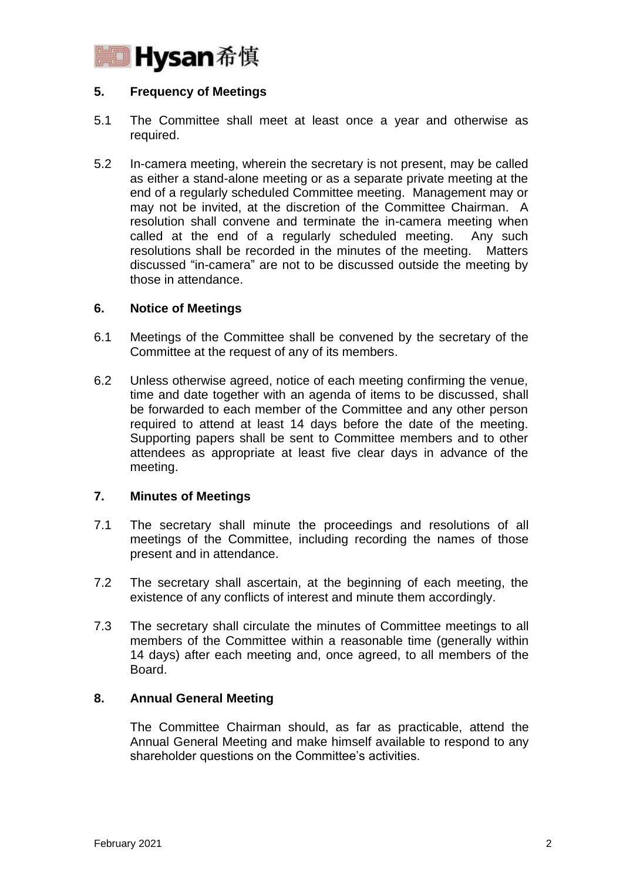## 5. Frequency of Meetings

5.1 The Committee shall meet at least once a year and otherwise as required.

5.2 In-camera meeting, wherein the secretary is not present, may be called as either a stand-alone meeting or as a separate private meeting at the end of a regularly scheduled Committee meeting. Management may or may not be invited, at the discretion of the Committee Chairman. A resolution shall convene and terminate the in-camera meeting when called at the end of a regularly scheduled meeting. Any such resolutions shall be recorded in the minutes of the meeting. Matters discussed "in-camera" are not to be discussed outside the meeting by those in attendance.

## 6. Notice of Meetings

6.1 Meetings of the Committee shall be convened by the secretary of the Committee at the request of any of its members.

6.2 Unless otherwise agreed, notice of each meeting confirming the venue, time and date together with an agenda of items to be discussed, shall be forwarded to each member of the Committee and any other person required to attend at least 14 days before the date of the meeting. Supporting papers shall be sent to Committee members and to other attendees as appropriate at least five clear days in advance of the meeting.

## 7. Minutes of Meetings

7.1 The secretary shall minute the proceedings and resolutions of all meetings of the Committee, including recording the names of those present and in attendance.

7.2 The secretary shall ascertain, at the beginning of each meeting, the existence of any conflicts of interest and minute them accordingly.

7.3 The secretary shall circulate the minutes of Committee meetings to all members of the Committee within a reasonable time (generally within 14 days) after each meeting and, once agreed, to all members of the Board.

## 8. Annual General Meeting

The Committee Chairman should, as far as practicable, attend the Annual General Meeting and make himself available to respond to any shareholder questions on the Committee's activities.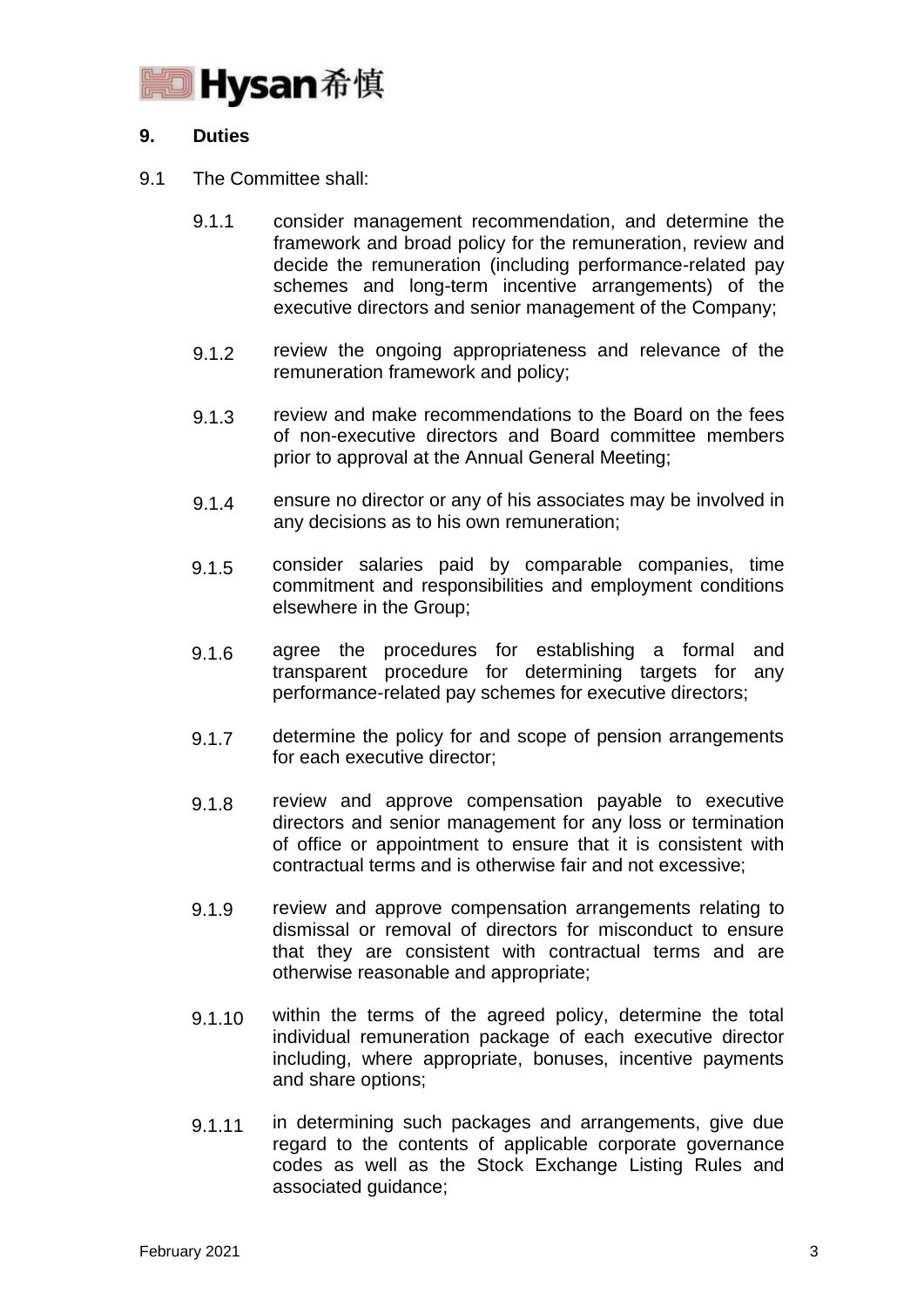## 9. Duties

9.1 The Committee shall:

9.1.1 consider management recommendation, and determine the framework and broad policy for the remuneration, review and decide the remuneration (including performance-related pay schemes and long-term incentive arrangements) of the executive directors and senior management of the Company;

9.1.2 review the ongoing appropriateness and relevance of the remuneration framework and policy;

9.1.3 review and make recommendations to the Board on the fees of non-executive directors and Board committee members prior to approval at the Annual General Meeting;

9.1.4 ensure no director or any of his associates may be involved in any decisions as to his own remuneration;

9.1.5 consider salaries paid by comparable companies, time commitment and responsibilities and employment conditions elsewhere in the Group;

9.1.6 agree the procedures for establishing a formal and transparent procedure for determining targets for any performance-related pay schemes for executive directors;

9.1.7 determine the policy for and scope of pension arrangements for each executive director;

9.1.8 review and approve compensation payable to executive directors and senior management for any loss or termination of office or appointment to ensure that it is consistent with contractual terms and is otherwise fair and not excessive;

9.1.9 review and approve compensation arrangements relating to dismissal or removal of directors for misconduct to ensure that they are consistent with contractual terms and are otherwise reasonable and appropriate;

9.1.10 within the terms of the agreed policy, determine the total individual remuneration package of each executive director including, where appropriate, bonuses, incentive payments and share options;

9.1.11 in determining such packages and arrangements, give due regard to the contents of applicable corporate governance codes as well as the Stock Exchange Listing Rules and associated guidance;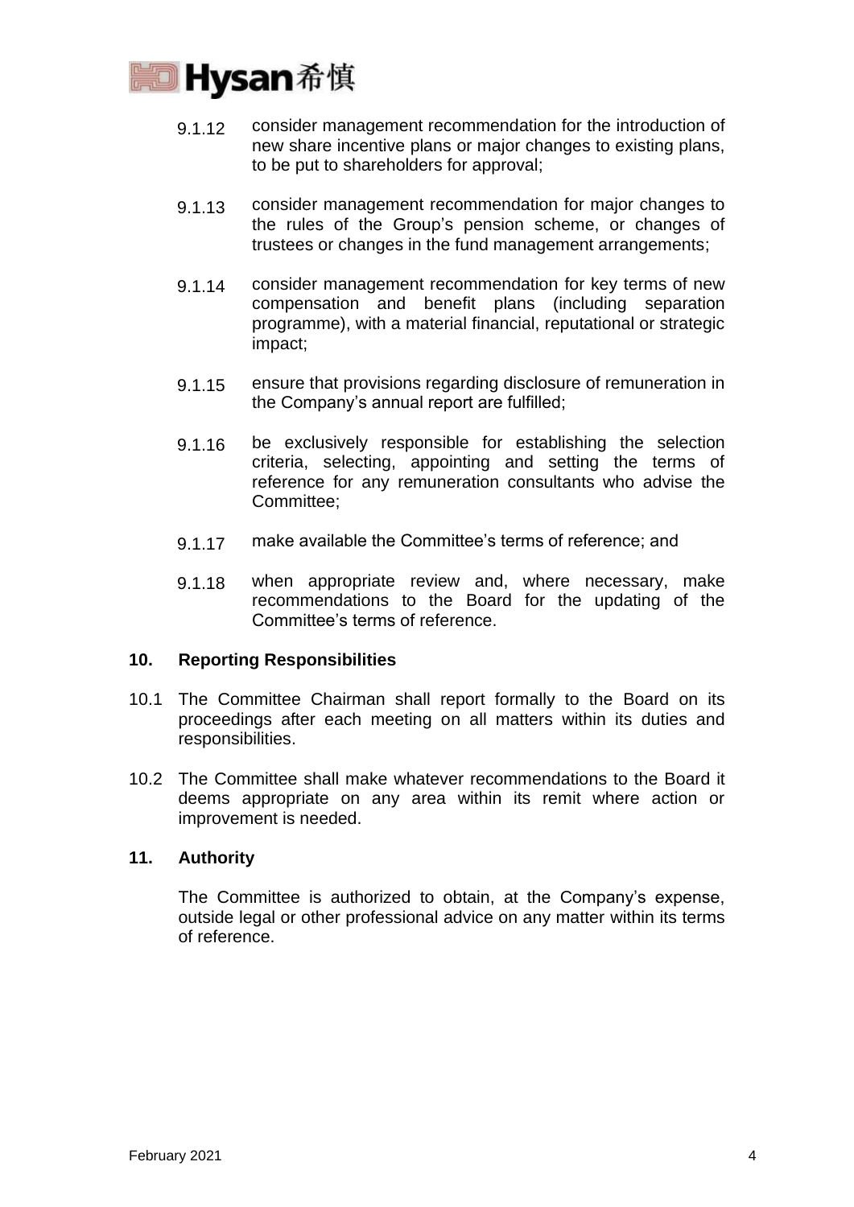9.1.12 consider management recommendation for the introduction of new share incentive plans or major changes to existing plans, to be put to shareholders for approval;

9.1.13 consider management recommendation for major changes to the rules of the Group's pension scheme, or changes of trustees or changes in the fund management arrangements;

9.1.14 consider management recommendation for key terms of new compensation and benefit plans (including separation programme), with a material financial, reputational or strategic impact;

9.1.15 ensure that provisions regarding disclosure of remuneration in the Company's annual report are fulfilled;

9.1.16 be exclusively responsible for establishing the selection criteria, selecting, appointing and setting the terms of reference for any remuneration consultants who advise the Committee;

9.1.17 make available the Committee's terms of reference; and

9.1.18 when appropriate review and, where necessary, make recommendations to the Board for the updating of the Committee's terms of reference.

## 10. Reporting Responsibilities

10.1 The Committee Chairman shall report formally to the Board on its proceedings after each meeting on all matters within its duties and responsibilities.

10.2 The Committee shall make whatever recommendations to the Board it deems appropriate on any area within its remit where action or improvement is needed.

## 11. Authority

The Committee is authorized to obtain, at the Company's expense, outside legal or other professional advice on any matter within its terms of reference.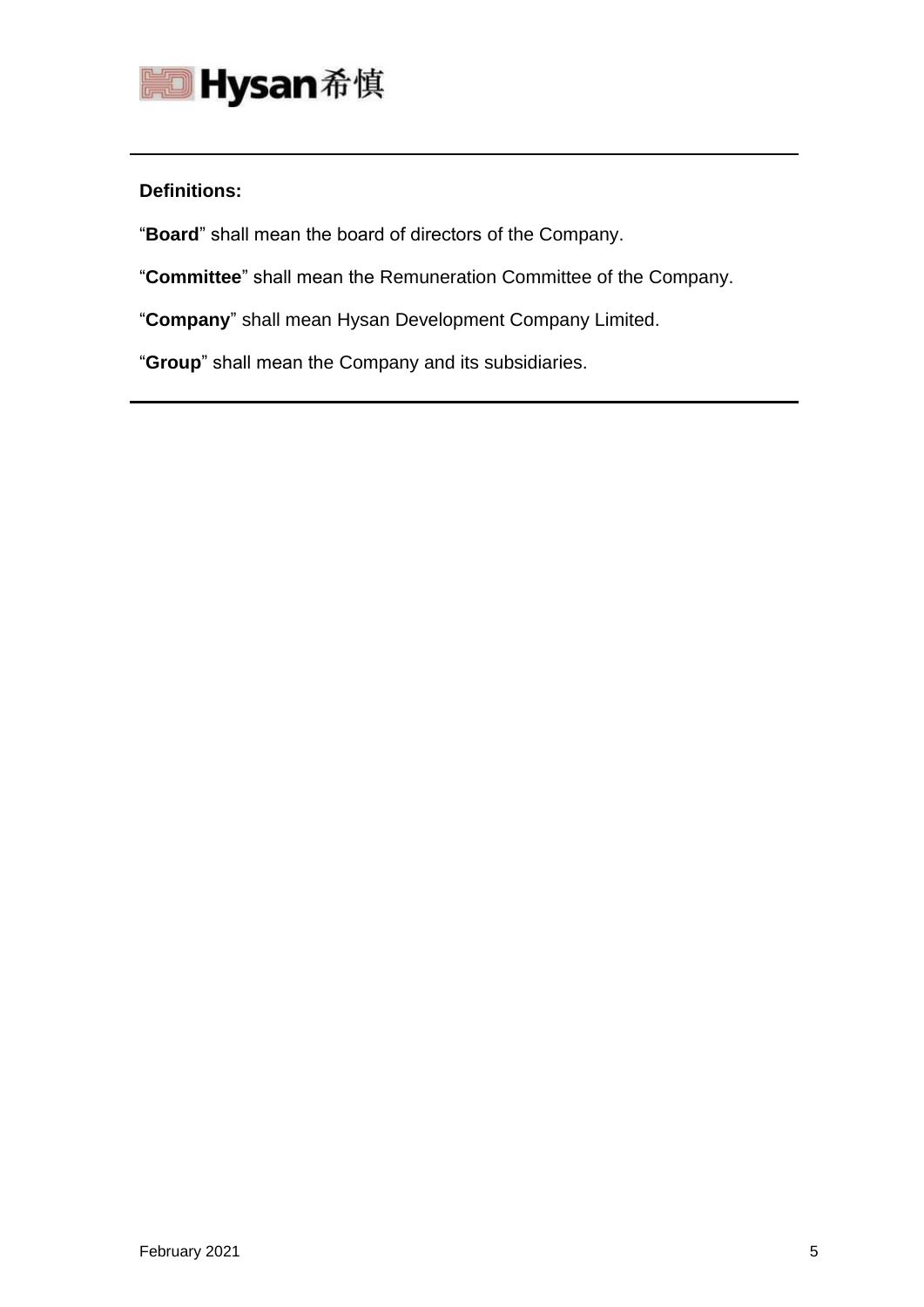**Definitions:**

"**Board**" shall mean the board of directors of the Company.

"**Committee**" shall mean the Remuneration Committee of the Company.

"**Company**" shall mean Hysan Development Company Limited.

"**Group**" shall mean the Company and its subsidiaries.